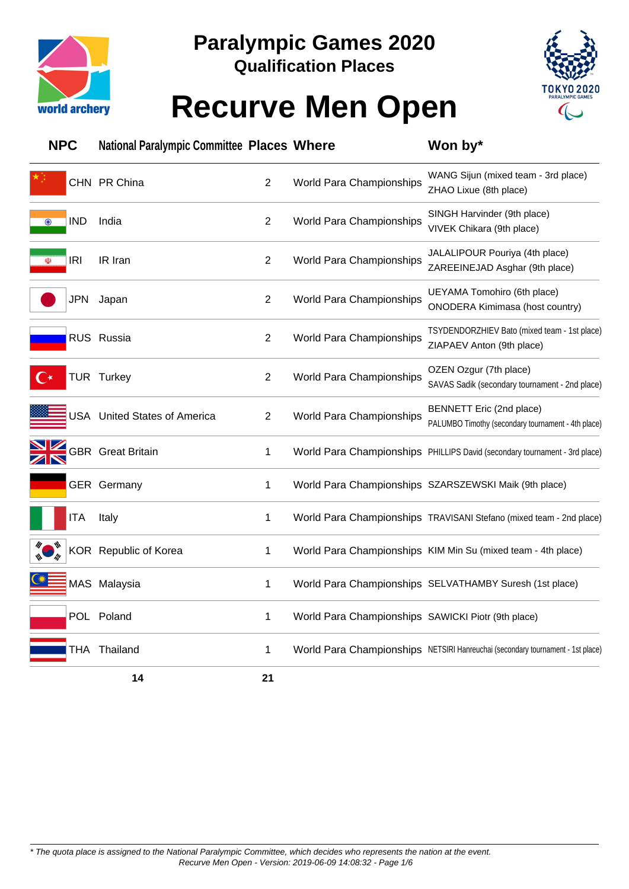# Paralympic Games 2020

## Qualification Places

# Recurve Men Open

| NPC | National Paralympic Committee | Places | Where | Won by* |
|---|---|---|---|---|
| CHN | PR China | 2 | World Para Championships | WANG Sijun (mixed team - 3rd place)<br>ZHAO Lixue (8th place) |
| IND | India | 2 | World Para Championships | SINGH Harvinder (9th place)<br>VIVEK Chikara (9th place) |
| IRI | IR Iran | 2 | World Para Championships | JALALIPOUR Pouriya (4th place)<br>ZAREEINEJAD Asghar (9th place) |
| JPN | Japan | 2 | World Para Championships | UEYAMA Tomohiro (6th place)<br>ONODERA Kimimasa (host country) |
| RUS | Russia | 2 | World Para Championships | TSYDENDORZHIEV Bato (mixed team - 1st place)<br>ZIAPAEV Anton (9th place) |
| TUR | Turkey | 2 | World Para Championships | OZEN Ozgur (7th place)<br>SAVAS Sadik (secondary tournament - 2nd place) |
| USA | United States of America | 2 | World Para Championships | BENNETT Eric (2nd place)<br>PALUMBO Timothy (secondary tournament - 4th place) |
| GBR | Great Britain | 1 | World Para Championships | PHILLIPS David (secondary tournament - 3rd place) |
| GER | Germany | 1 | World Para Championships | SZARSZEWSKI Maik (9th place) |
| ITA | Italy | 1 | World Para Championships | TRAVISANI Stefano (mixed team - 2nd place) |
| KOR | Republic of Korea | 1 | World Para Championships | KIM Min Su (mixed team - 4th place) |
| MAS | Malaysia | 1 | World Para Championships | SELVATHAMBY Suresh (1st place) |
| POL | Poland | 1 | World Para Championships | SAWICKI Piotr (9th place) |
| THA | Thailand | 1 | World Para Championships | NETSIRI Hanreuchai (secondary tournament - 1st place) |
| | 14 | 21 | | |

*\* The quota place is assigned to the National Paralympic Committee, which decides who represents the nation at the event.*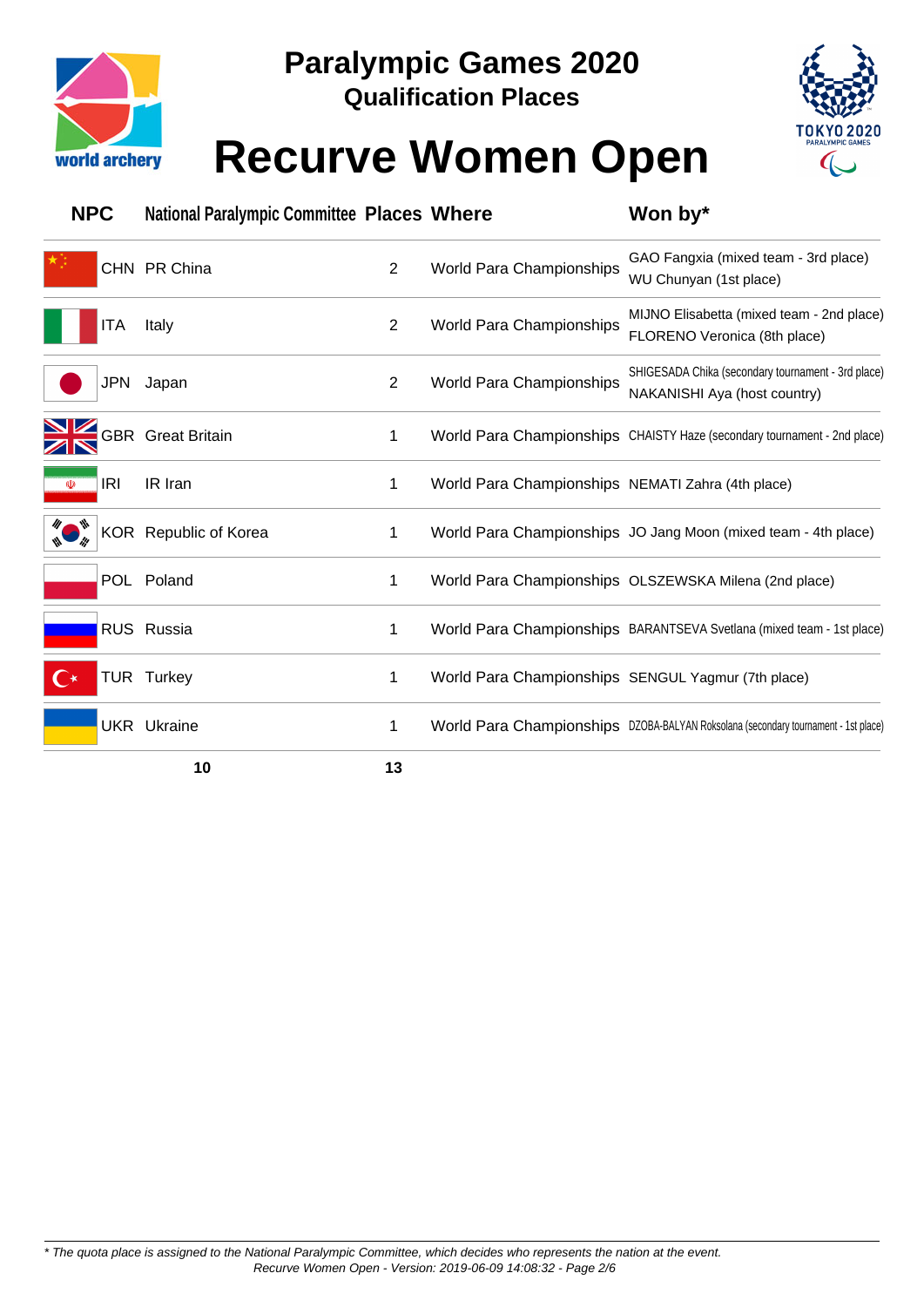# Paralympic Games 2020

## Qualification Places

# Recurve Women Open

| NPC | National Paralympic Committee | Places | Where | Won by* |
|---|---|---|---|---|
| CHN | PR China | 2 | World Para Championships | GAO Fangxia (mixed team - 3rd place)<br>WU Chunyan (1st place) |
| ITA | Italy | 2 | World Para Championships | MIJNO Elisabetta (mixed team - 2nd place)<br>FLORENO Veronica (8th place) |
| JPN | Japan | 2 | World Para Championships | SHIGESADA Chika (secondary tournament - 3rd place)<br>NAKANISHI Aya (host country) |
| GBR | Great Britain | 1 | World Para Championships | CHAISTY Haze (secondary tournament - 2nd place) |
| IRI | IR Iran | 1 | World Para Championships | NEMATI Zahra (4th place) |
| KOR | Republic of Korea | 1 | World Para Championships | JO Jang Moon (mixed team - 4th place) |
| POL | Poland | 1 | World Para Championships | OLSZEWSKA Milena (2nd place) |
| RUS | Russia | 1 | World Para Championships | BARANTSEVA Svetlana (mixed team - 1st place) |
| TUR | Turkey | 1 | World Para Championships | SENGUL Yagmur (7th place) |
| UKR | Ukraine | 1 | World Para Championships | DZOBA-BALYAN Roksolana (secondary tournament - 1st place) |
| | 10 | 13 | | |

*\* The quota place is assigned to the National Paralympic Committee, which decides who represents the nation at the event.*

*Recurve Women Open - Version: 2019-06-09 14:08:32*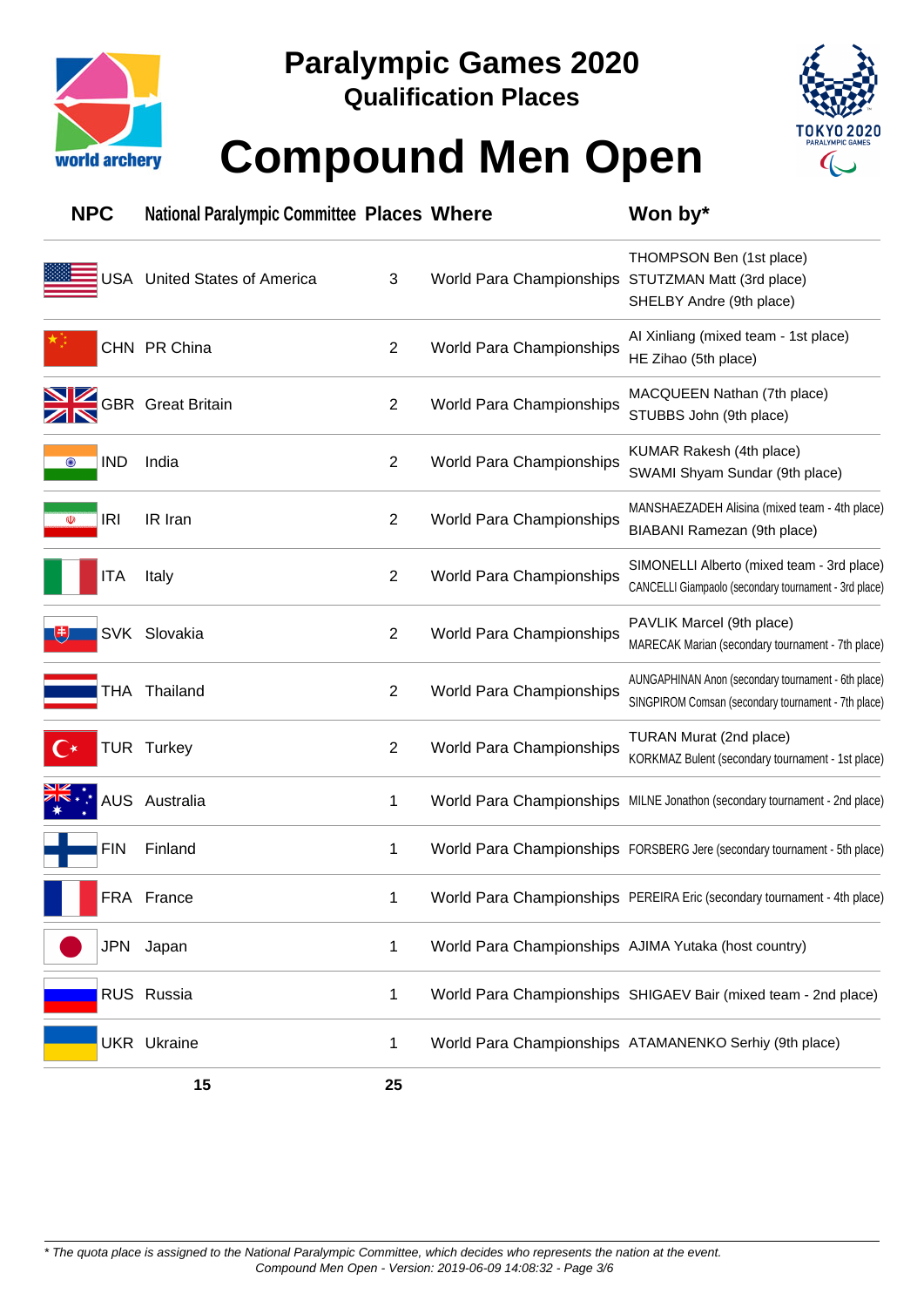# Paralympic Games 2020

## Qualification Places

# Compound Men Open

| NPC | National Paralympic Committee | Places | Where | Won by* |
|---|---|---|---|---|
| USA | United States of America | 3 | World Para Championships | THOMPSON Ben (1st place)<br>STUTZMAN Matt (3rd place)<br>SHELBY Andre (9th place) |
| CHN | PR China | 2 | World Para Championships | AI Xinliang (mixed team - 1st place)<br>HE Zihao (5th place) |
| GBR | Great Britain | 2 | World Para Championships | MACQUEEN Nathan (7th place)<br>STUBBS John (9th place) |
| IND | India | 2 | World Para Championships | KUMAR Rakesh (4th place)<br>SWAMI Shyam Sundar (9th place) |
| IRI | IR Iran | 2 | World Para Championships | MANSHAEZADEH Alisina (mixed team - 4th place)<br>BIABANI Ramezan (9th place) |
| ITA | Italy | 2 | World Para Championships | SIMONELLI Alberto (mixed team - 3rd place)<br>CANCELLI Giampaolo (secondary tournament - 3rd place) |
| SVK | Slovakia | 2 | World Para Championships | PAVLIK Marcel (9th place)<br>MARECAK Marian (secondary tournament - 7th place) |
| THA | Thailand | 2 | World Para Championships | AUNGAPHINAN Anon (secondary tournament - 6th place)<br>SINGPIROM Comsan (secondary tournament - 7th place) |
| TUR | Turkey | 2 | World Para Championships | TURAN Murat (2nd place)<br>KORKMAZ Bulent (secondary tournament - 1st place) |
| AUS | Australia | 1 | World Para Championships | MILNE Jonathon (secondary tournament - 2nd place) |
| FIN | Finland | 1 | World Para Championships | FORSBERG Jere (secondary tournament - 5th place) |
| FRA | France | 1 | World Para Championships | PEREIRA Eric (secondary tournament - 4th place) |
| JPN | Japan | 1 | World Para Championships | AJIMA Yutaka (host country) |
| RUS | Russia | 1 | World Para Championships | SHIGAEV Bair (mixed team - 2nd place) |
| UKR | Ukraine | 1 | World Para Championships | ATAMANENKO Serhiy (9th place) |
| | 15 | 25 | | |

*\* The quota place is assigned to the National Paralympic Committee, which decides who represents the nation at the event.*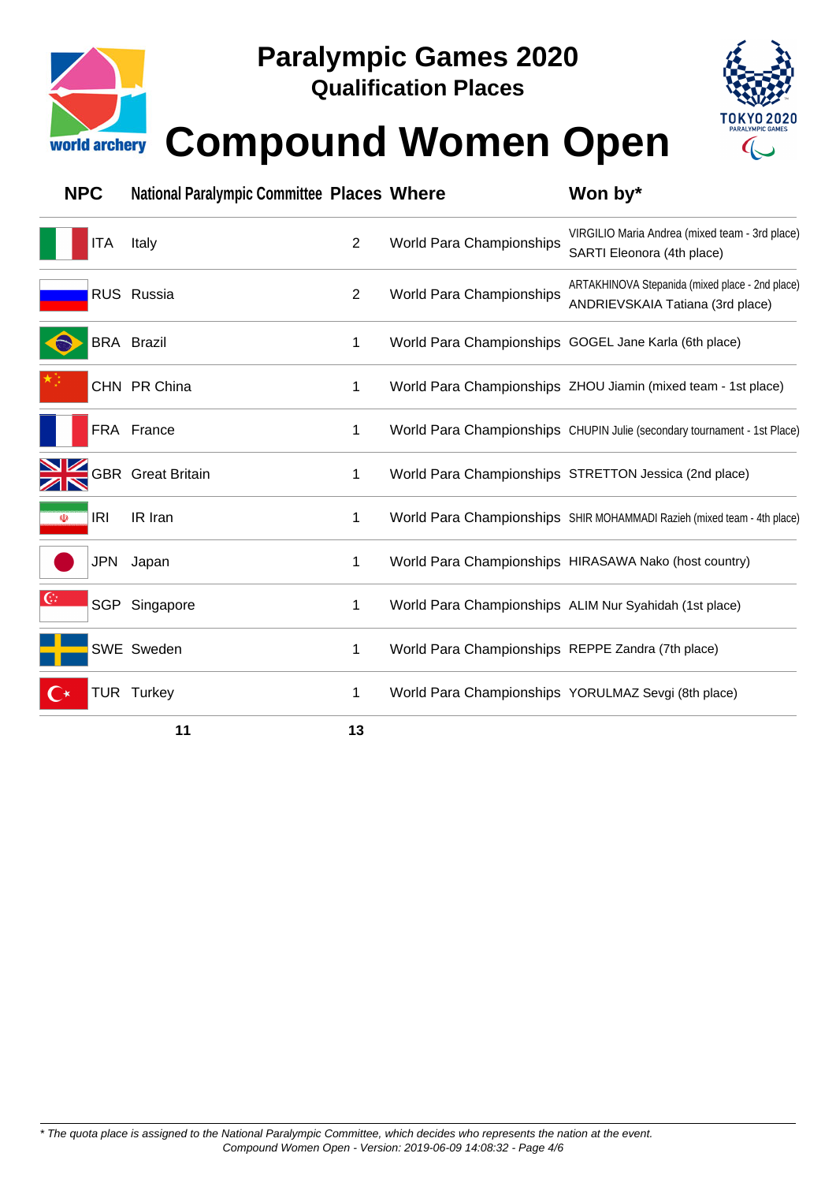# Paralympic Games 2020

## Qualification Places

# Compound Women Open

| NPC | National Paralympic Committee | Places | Where | Won by* |
|---|---|---|---|---|
| ITA | Italy | 2 | World Para Championships | VIRGILIO Maria Andrea (mixed team - 3rd place)<br>SARTI Eleonora (4th place) |
| RUS | Russia | 2 | World Para Championships | ARTAKHINOVA Stepanida (mixed place - 2nd place)<br>ANDRIEVSKAIA Tatiana (3rd place) |
| BRA | Brazil | 1 | World Para Championships | GOGEL Jane Karla (6th place) |
| CHN | PR China | 1 | World Para Championships | ZHOU Jiamin (mixed team - 1st place) |
| FRA | France | 1 | World Para Championships | CHUPIN Julie (secondary tournament - 1st Place) |
| GBR | Great Britain | 1 | World Para Championships | STRETTON Jessica (2nd place) |
| IRI | IR Iran | 1 | World Para Championships | SHIR MOHAMMADI Razieh (mixed team - 4th place) |
| JPN | Japan | 1 | World Para Championships | HIRASAWA Nako (host country) |
| SGP | Singapore | 1 | World Para Championships | ALIM Nur Syahidah (1st place) |
| SWE | Sweden | 1 | World Para Championships | REPPE Zandra (7th place) |
| TUR | Turkey | 1 | World Para Championships | YORULMAZ Sevgi (8th place) |
| | **11** | **13** | | |

*\* The quota place is assigned to the National Paralympic Committee, which decides who represents the nation at the event.*

*Compound Women Open - Version: 2019-06-09 14:08:32*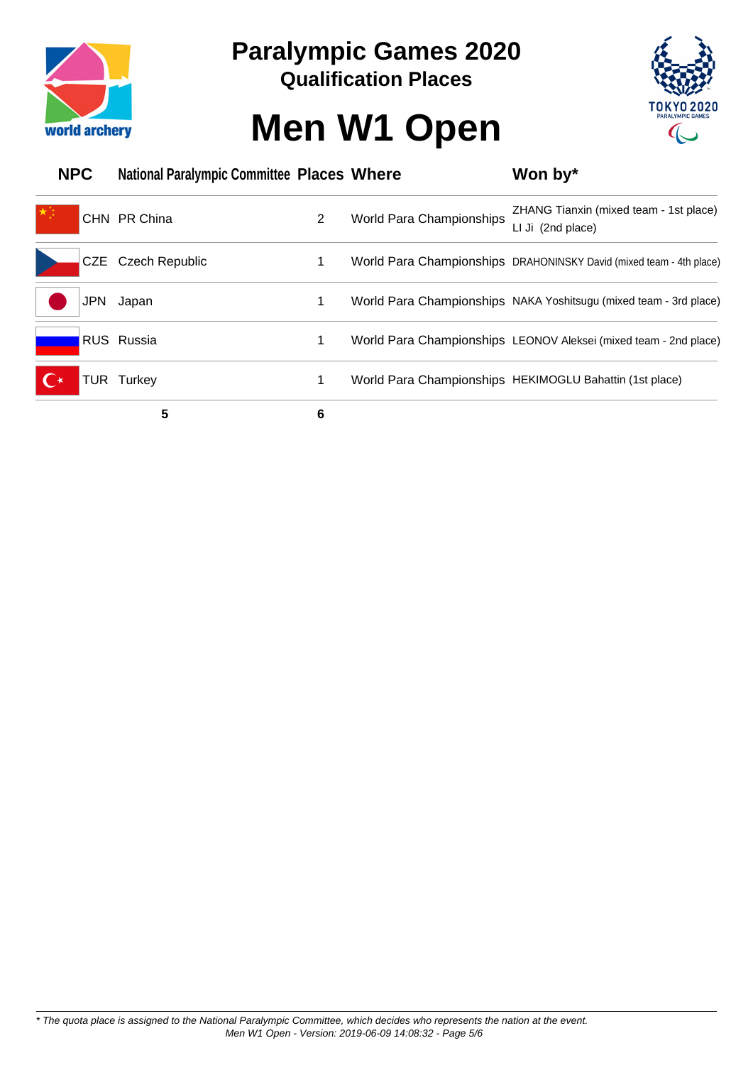# Paralympic Games 2020

## Qualification Places

# Men W1 Open

| NPC | National Paralympic Committee | Places | Where | Won by* |
|---|---|---|---|---|
| CHN | PR China | 2 | World Para Championships | ZHANG Tianxin (mixed team - 1st place)<br>LI Ji (2nd place) |
| CZE | Czech Republic | 1 | World Para Championships | DRAHONINSKY David (mixed team - 4th place) |
| JPN | Japan | 1 | World Para Championships | NAKA Yoshitsugu (mixed team - 3rd place) |
| RUS | Russia | 1 | World Para Championships | LEONOV Aleksei (mixed team - 2nd place) |
| TUR | Turkey | 1 | World Para Championships | HEKIMOGLU Bahattin (1st place) |
| | **5** | **6** | | |

*\* The quota place is assigned to the National Paralympic Committee, which decides who represents the nation at the event.*

*Men W1 Open - Version: 2019-06-09 14:08:32*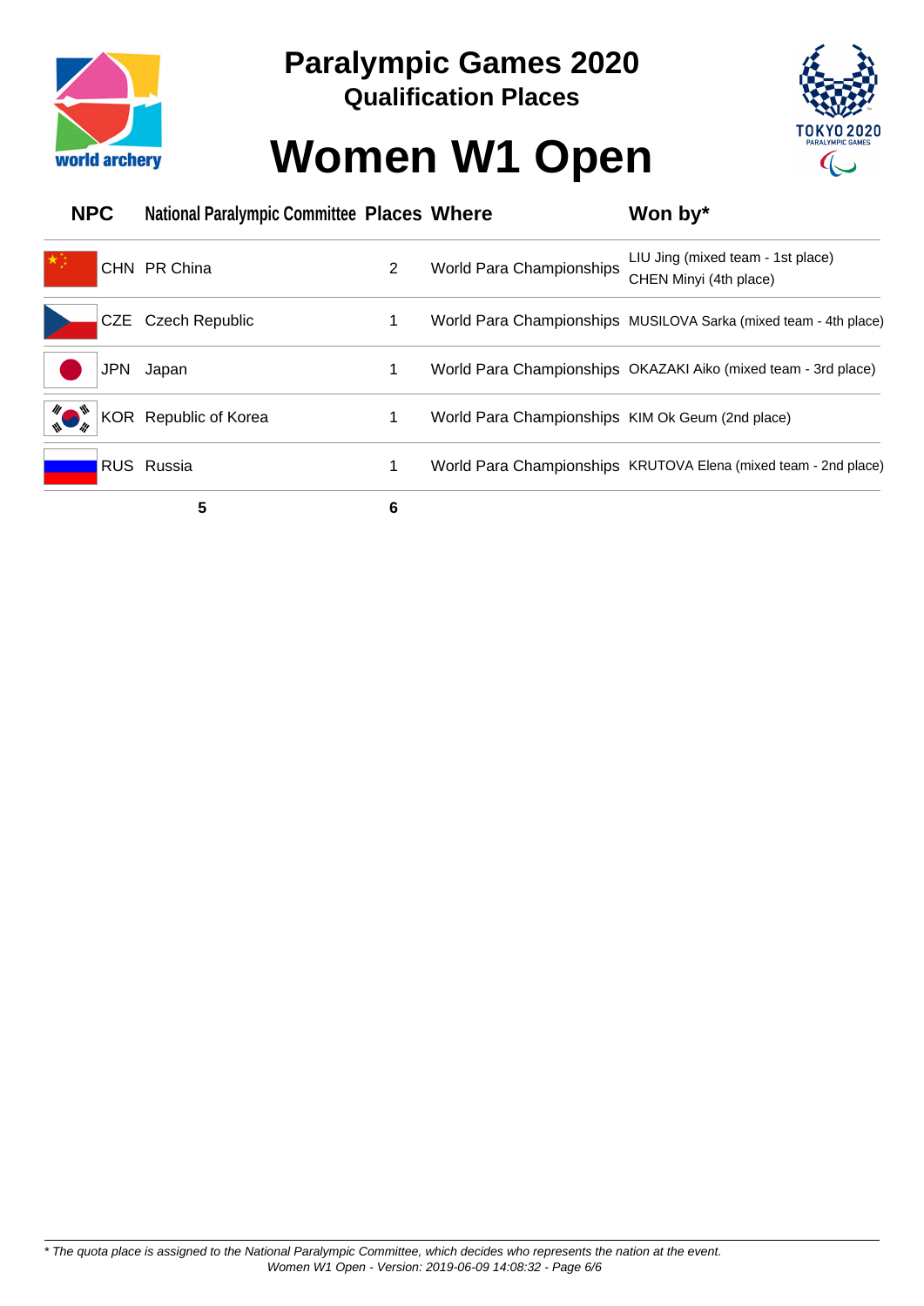# Paralympic Games 2020

## Qualification Places

# Women W1 Open

| NPC | National Paralympic Committee | Places | Where | Won by* |
|---|---|---|---|---|
| CHN | PR China | 2 | World Para Championships | LIU Jing (mixed team - 1st place)<br>CHEN Minyi (4th place) |
| CZE | Czech Republic | 1 | World Para Championships | MUSILOVA Sarka (mixed team - 4th place) |
| JPN | Japan | 1 | World Para Championships | OKAZAKI Aiko (mixed team - 3rd place) |
| KOR | Republic of Korea | 1 | World Para Championships | KIM Ok Geum (2nd place) |
| RUS | Russia | 1 | World Para Championships | KRUTOVA Elena (mixed team - 2nd place) |
| | **5** | **6** | | |

*\* The quota place is assigned to the National Paralympic Committee, which decides who represents the nation at the event.*

*Women W1 Open - Version: 2019-06-09 14:08:32*